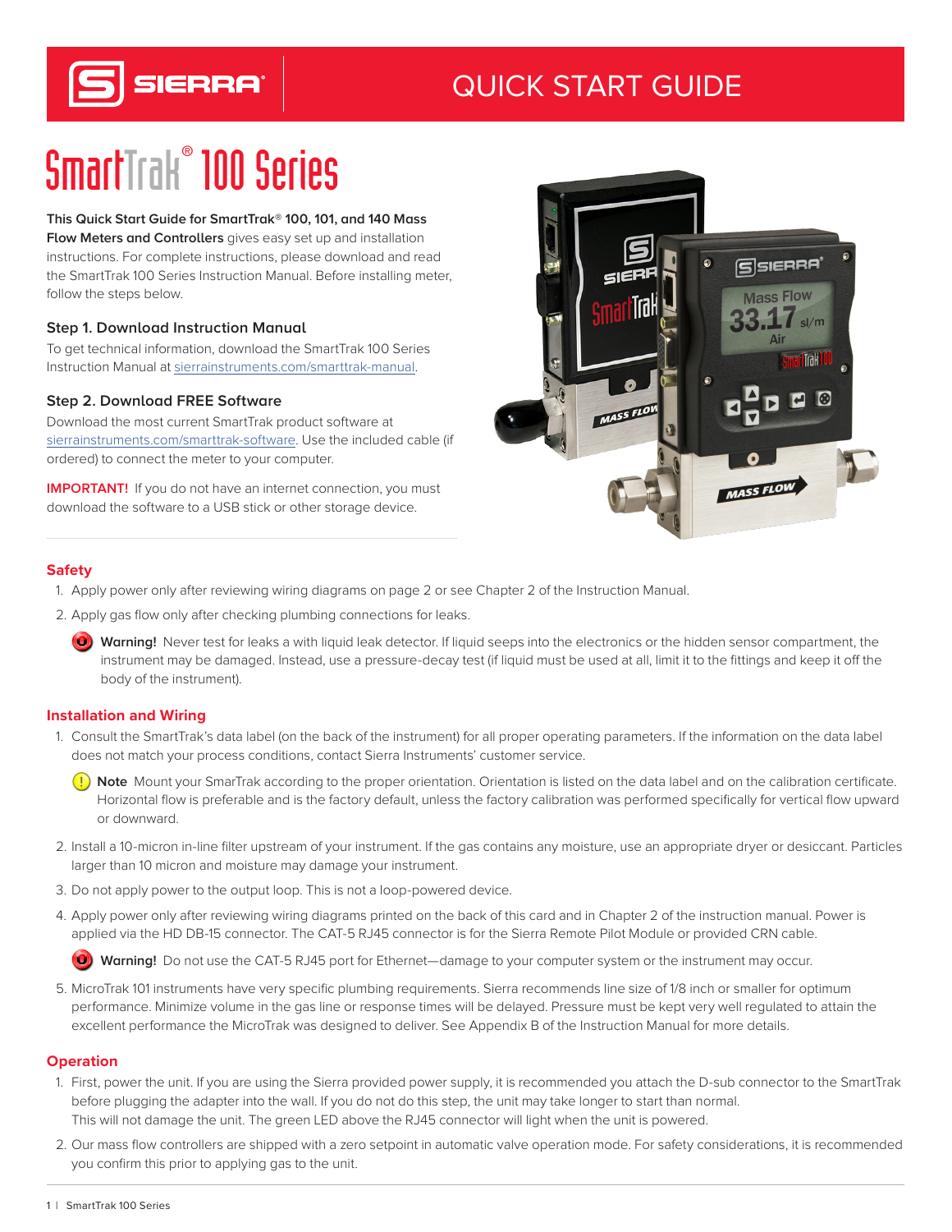QUICK START GUIDE

# SmartTrak® 100 Series

**This Quick Start Guide for SmartTrak® 100, 101, and 140 Mass Flow Meters and Controllers** gives easy set up and installation instructions. For complete instructions, please download and read the SmartTrak 100 Series Instruction Manual. Before installing meter, follow the steps below.

### Step 1. Download Instruction Manual

To get technical information, download the SmartTrak 100 Series Instruction Manual at sierrainstruments.com/smarttrak-manual.

### Step 2. Download FREE Software

Download the most current SmartTrak product software at sierrainstruments.com/smarttrak-software. Use the included cable (if ordered) to connect the meter to your computer.

**IMPORTANT!** If you do not have an internet connection, you must download the software to a USB stick or other storage device.

## Safety

1. Apply power only after reviewing wiring diagrams on page 2 or see Chapter 2 of the Instruction Manual.
2. Apply gas flow only after checking plumbing connections for leaks.

   **Warning!** Never test for leaks a with liquid leak detector. If liquid seeps into the electronics or the hidden sensor compartment, the instrument may be damaged. Instead, use a pressure-decay test (if liquid must be used at all, limit it to the fittings and keep it off the body of the instrument).

## Installation and Wiring

1. Consult the SmartTrak's data label (on the back of the instrument) for all proper operating parameters. If the information on the data label does not match your process conditions, contact Sierra Instruments' customer service.

   **Note** Mount your SmarTrak according to the proper orientation. Orientation is listed on the data label and on the calibration certificate. Horizontal flow is preferable and is the factory default, unless the factory calibration was performed specifically for vertical flow upward or downward.

2. Install a 10-micron in-line filter upstream of your instrument. If the gas contains any moisture, use an appropriate dryer or desiccant. Particles larger than 10 micron and moisture may damage your instrument.
3. Do not apply power to the output loop. This is not a loop-powered device.
4. Apply power only after reviewing wiring diagrams printed on the back of this card and in Chapter 2 of the instruction manual. Power is applied via the HD DB-15 connector. The CAT-5 RJ45 connector is for the Sierra Remote Pilot Module or provided CRN cable.

   **Warning!** Do not use the CAT-5 RJ45 port for Ethernet—damage to your computer system or the instrument may occur.

5. MicroTrak 101 instruments have very specific plumbing requirements. Sierra recommends line size of 1/8 inch or smaller for optimum performance. Minimize volume in the gas line or response times will be delayed. Pressure must be kept very well regulated to attain the excellent performance the MicroTrak was designed to deliver. See Appendix B of the Instruction Manual for more details.

## Operation

1. First, power the unit. If you are using the Sierra provided power supply, it is recommended you attach the D-sub connector to the SmartTrak before plugging the adapter into the wall. If you do not do this step, the unit may take longer to start than normal. This will not damage the unit. The green LED above the RJ45 connector will light when the unit is powered.
2. Our mass flow controllers are shipped with a zero setpoint in automatic valve operation mode. For safety considerations, it is recommended you confirm this prior to applying gas to the unit.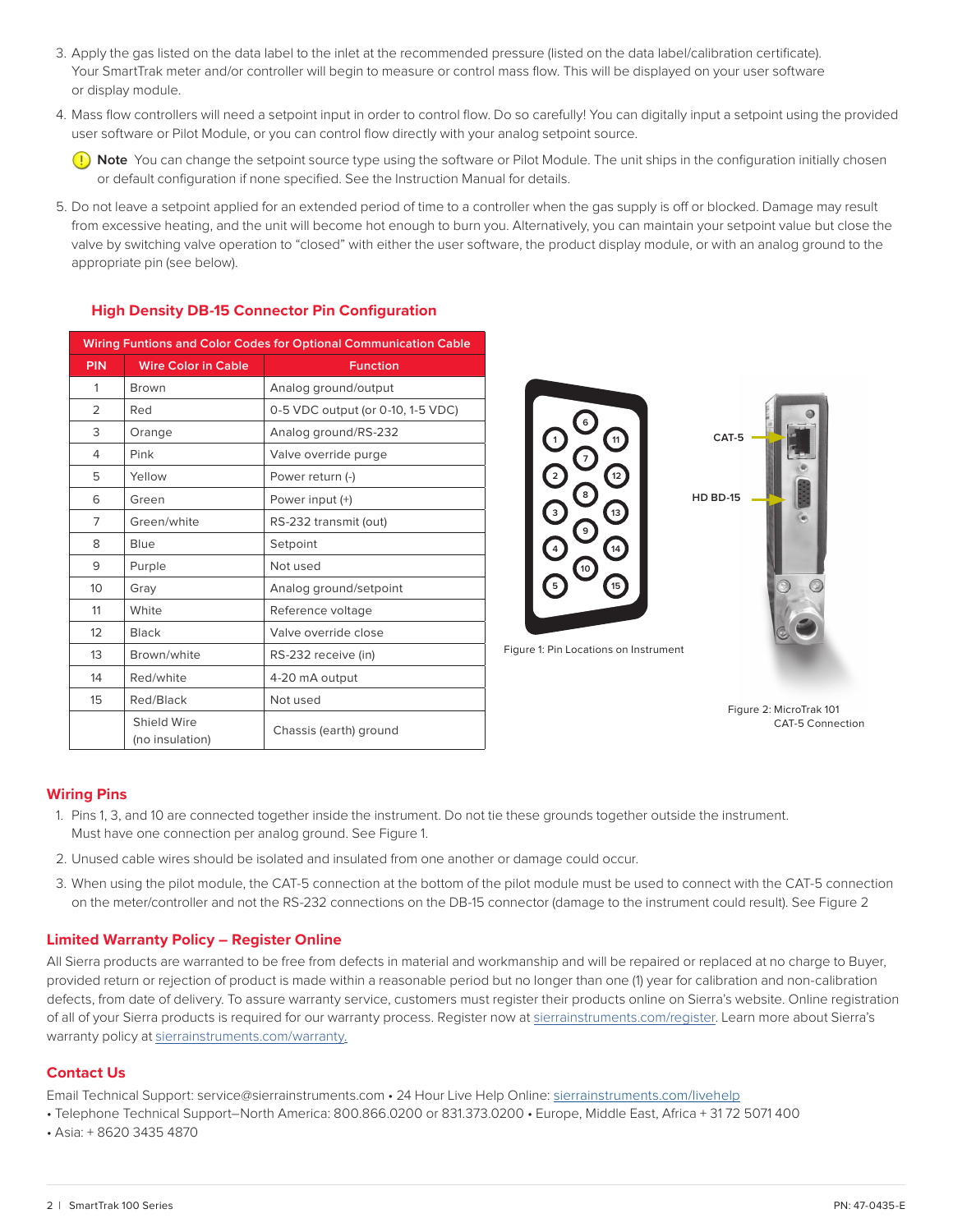3. Apply the gas listed on the data label to the inlet at the recommended pressure (listed on the data label/calibration certificate). Your SmartTrak meter and/or controller will begin to measure or control mass flow. This will be displayed on your user software or display module.

4. Mass flow controllers will need a setpoint input in order to control flow. Do so carefully! You can digitally input a setpoint using the provided user software or Pilot Module, or you can control flow directly with your analog setpoint source.

   **Note** You can change the setpoint source type using the software or Pilot Module. The unit ships in the configuration initially chosen or default configuration if none specified. See the Instruction Manual for details.

5. Do not leave a setpoint applied for an extended period of time to a controller when the gas supply is off or blocked. Damage may result from excessive heating, and the unit will become hot enough to burn you. Alternatively, you can maintain your setpoint value but close the valve by switching valve operation to "closed" with either the user software, the product display module, or with an analog ground to the appropriate pin (see below).

## High Density DB-15 Connector Pin Configuration

| Wiring Funtions and Color Codes for Optional Communication Cable | | |
|---|---|---|
| **PIN** | **Wire Color in Cable** | **Function** |
| 1 | Brown | Analog ground/output |
| 2 | Red | 0-5 VDC output (or 0-10, 1-5 VDC) |
| 3 | Orange | Analog ground/RS-232 |
| 4 | Pink | Valve override purge |
| 5 | Yellow | Power return (-) |
| 6 | Green | Power input (+) |
| 7 | Green/white | RS-232 transmit (out) |
| 8 | Blue | Setpoint |
| 9 | Purple | Not used |
| 10 | Gray | Analog ground/setpoint |
| 11 | White | Reference voltage |
| 12 | Black | Valve override close |
| 13 | Brown/white | RS-232 receive (in) |
| 14 | Red/white | 4-20 mA output |
| 15 | Red/Black | Not used |
| | Shield Wire (no insulation) | Chassis (earth) ground |

Figure 1: Pin Locations on Instrument

CAT-5

HD BD-15

Figure 2: MicroTrak 101 CAT-5 Connection

## Wiring Pins

1. Pins 1, 3, and 10 are connected together inside the instrument. Do not tie these grounds together outside the instrument. Must have one connection per analog ground. See Figure 1.
2. Unused cable wires should be isolated and insulated from one another or damage could occur.
3. When using the pilot module, the CAT-5 connection at the bottom of the pilot module must be used to connect with the CAT-5 connection on the meter/controller and not the RS-232 connections on the DB-15 connector (damage to the instrument could result). See Figure 2

## Limited Warranty Policy – Register Online

All Sierra products are warranted to be free from defects in material and workmanship and will be repaired or replaced at no charge to Buyer, provided return or rejection of product is made within a reasonable period but no longer than one (1) year for calibration and non-calibration defects, from date of delivery. To assure warranty service, customers must register their products online on Sierra's website. Online registration of all of your Sierra products is required for our warranty process. Register now at sierrainstruments.com/register. Learn more about Sierra's warranty policy at sierrainstruments.com/warranty.

## Contact Us

Email Technical Support: service@sierrainstruments.com • 24 Hour Live Help Online: sierrainstruments.com/livehelp
• Telephone Technical Support–North America: 800.866.0200 or 831.373.0200 • Europe, Middle East, Africa + 31 72 5071 400
• Asia: + 8620 3435 4870